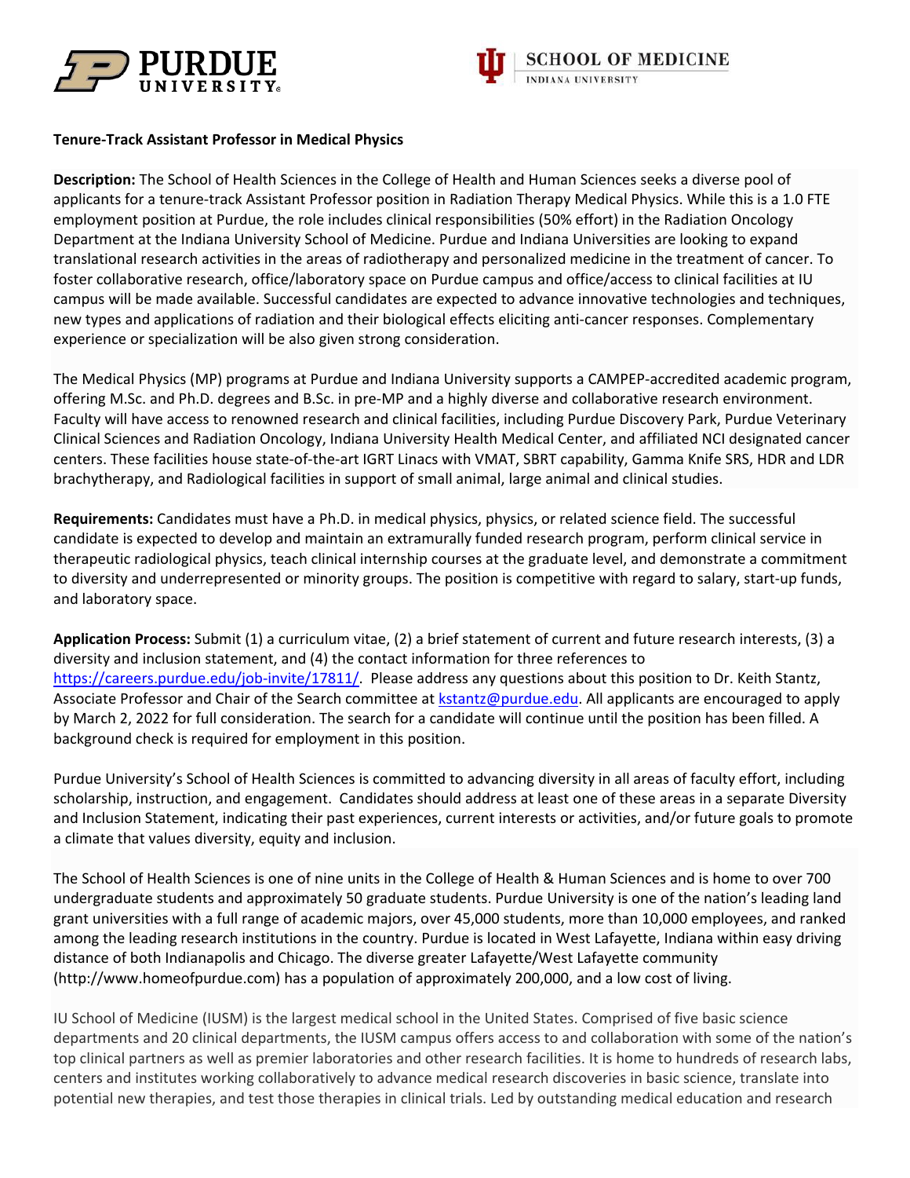**Tenure-Track Assistant Professor in Medical Physics**

**Description:** The School of Health Sciences in the College of Health and Human Sciences seeks a diverse pool of applicants for a tenure-track Assistant Professor position in Radiation Therapy Medical Physics. While this is a 1.0 FTE employment position at Purdue, the role includes clinical responsibilities (50% effort) in the Radiation Oncology Department at the Indiana University School of Medicine. Purdue and Indiana Universities are looking to expand translational research activities in the areas of radiotherapy and personalized medicine in the treatment of cancer. To foster collaborative research, office/laboratory space on Purdue campus and office/access to clinical facilities at IU campus will be made available. Successful candidates are expected to advance innovative technologies and techniques, new types and applications of radiation and their biological effects eliciting anti-cancer responses. Complementary experience or specialization will be also given strong consideration.

The Medical Physics (MP) programs at Purdue and Indiana University supports a CAMPEP-accredited academic program, offering M.Sc. and Ph.D. degrees and B.Sc. in pre-MP and a highly diverse and collaborative research environment. Faculty will have access to renowned research and clinical facilities, including Purdue Discovery Park, Purdue Veterinary Clinical Sciences and Radiation Oncology, Indiana University Health Medical Center, and affiliated NCI designated cancer centers. These facilities house state-of-the-art IGRT Linacs with VMAT, SBRT capability, Gamma Knife SRS, HDR and LDR brachytherapy, and Radiological facilities in support of small animal, large animal and clinical studies.

**Requirements:** Candidates must have a Ph.D. in medical physics, physics, or related science field. The successful candidate is expected to develop and maintain an extramurally funded research program, perform clinical service in therapeutic radiological physics, teach clinical internship courses at the graduate level, and demonstrate a commitment to diversity and underrepresented or minority groups. The position is competitive with regard to salary, start-up funds, and laboratory space.

**Application Process:** Submit (1) a curriculum vitae, (2) a brief statement of current and future research interests, (3) a diversity and inclusion statement, and (4) the contact information for three references to https://careers.purdue.edu/job-invite/17811/. Please address any questions about this position to Dr. Keith Stantz, Associate Professor and Chair of the Search committee at kstantz@purdue.edu. All applicants are encouraged to apply by March 2, 2022 for full consideration. The search for a candidate will continue until the position has been filled. A background check is required for employment in this position.

Purdue University's School of Health Sciences is committed to advancing diversity in all areas of faculty effort, including scholarship, instruction, and engagement. Candidates should address at least one of these areas in a separate Diversity and Inclusion Statement, indicating their past experiences, current interests or activities, and/or future goals to promote a climate that values diversity, equity and inclusion.

The School of Health Sciences is one of nine units in the College of Health & Human Sciences and is home to over 700 undergraduate students and approximately 50 graduate students. Purdue University is one of the nation's leading land grant universities with a full range of academic majors, over 45,000 students, more than 10,000 employees, and ranked among the leading research institutions in the country. Purdue is located in West Lafayette, Indiana within easy driving distance of both Indianapolis and Chicago. The diverse greater Lafayette/West Lafayette community (http://www.homeofpurdue.com) has a population of approximately 200,000, and a low cost of living.

IU School of Medicine (IUSM) is the largest medical school in the United States. Comprised of five basic science departments and 20 clinical departments, the IUSM campus offers access to and collaboration with some of the nation's top clinical partners as well as premier laboratories and other research facilities. It is home to hundreds of research labs, centers and institutes working collaboratively to advance medical research discoveries in basic science, translate into potential new therapies, and test those therapies in clinical trials. Led by outstanding medical education and research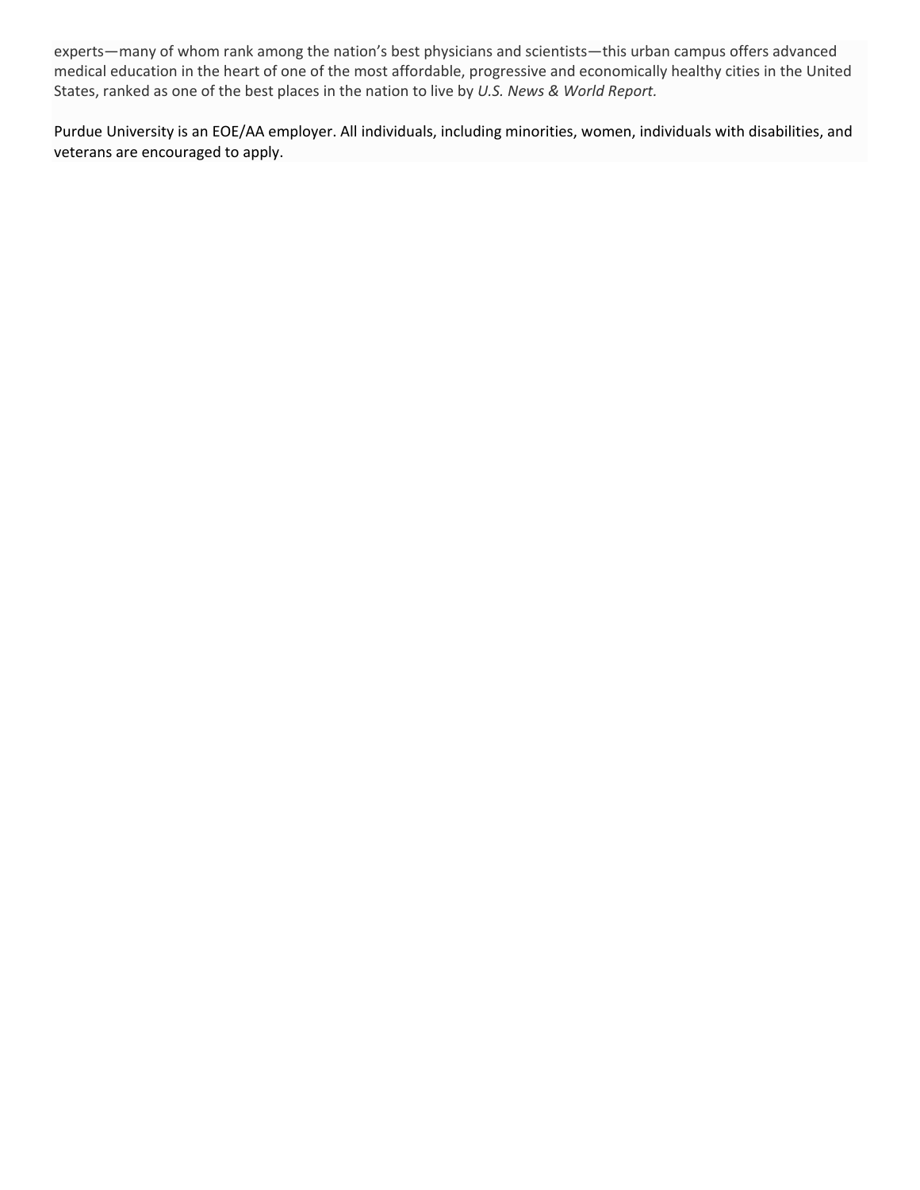experts—many of whom rank among the nation's best physicians and scientists—this urban campus offers advanced medical education in the heart of one of the most affordable, progressive and economically healthy cities in the United States, ranked as one of the best places in the nation to live by *U.S. News & World Report.*

Purdue University is an EOE/AA employer. All individuals, including minorities, women, individuals with disabilities, and veterans are encouraged to apply.